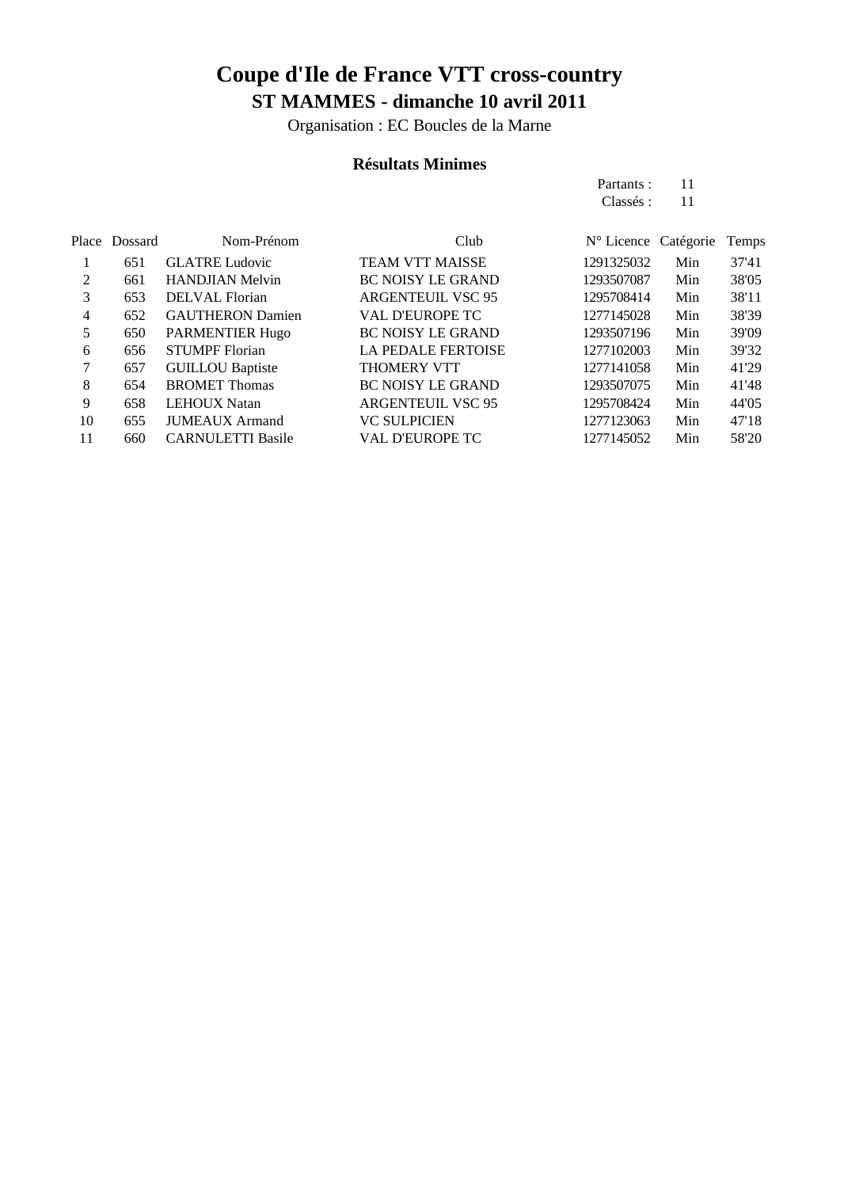# Coupe d'Ile de France VTT cross-country

## ST MAMMES - dimanche 10 avril 2011

Organisation : EC Boucles de la Marne

### Résultats Minimes

Partants : 11
Classés : 11

| Place | Dossard | Nom-Prénom | Club | N° Licence | Catégorie | Temps |
|---|---|---|---|---|---|---|
| 1 | 651 | GLATRE Ludovic | TEAM VTT MAISSE | 1291325032 | Min | 37'41 |
| 2 | 661 | HANDJIAN Melvin | BC NOISY LE GRAND | 1293507087 | Min | 38'05 |
| 3 | 653 | DELVAL Florian | ARGENTEUIL VSC 95 | 1295708414 | Min | 38'11 |
| 4 | 652 | GAUTHERON Damien | VAL D'EUROPE TC | 1277145028 | Min | 38'39 |
| 5 | 650 | PARMENTIER Hugo | BC NOISY LE GRAND | 1293507196 | Min | 39'09 |
| 6 | 656 | STUMPF Florian | LA PEDALE FERTOISE | 1277102003 | Min | 39'32 |
| 7 | 657 | GUILLOU Baptiste | THOMERY VTT | 1277141058 | Min | 41'29 |
| 8 | 654 | BROMET Thomas | BC NOISY LE GRAND | 1293507075 | Min | 41'48 |
| 9 | 658 | LEHOUX Natan | ARGENTEUIL VSC 95 | 1295708424 | Min | 44'05 |
| 10 | 655 | JUMEAUX Armand | VC SULPICIEN | 1277123063 | Min | 47'18 |
| 11 | 660 | CARNULETTI Basile | VAL D'EUROPE TC | 1277145052 | Min | 58'20 |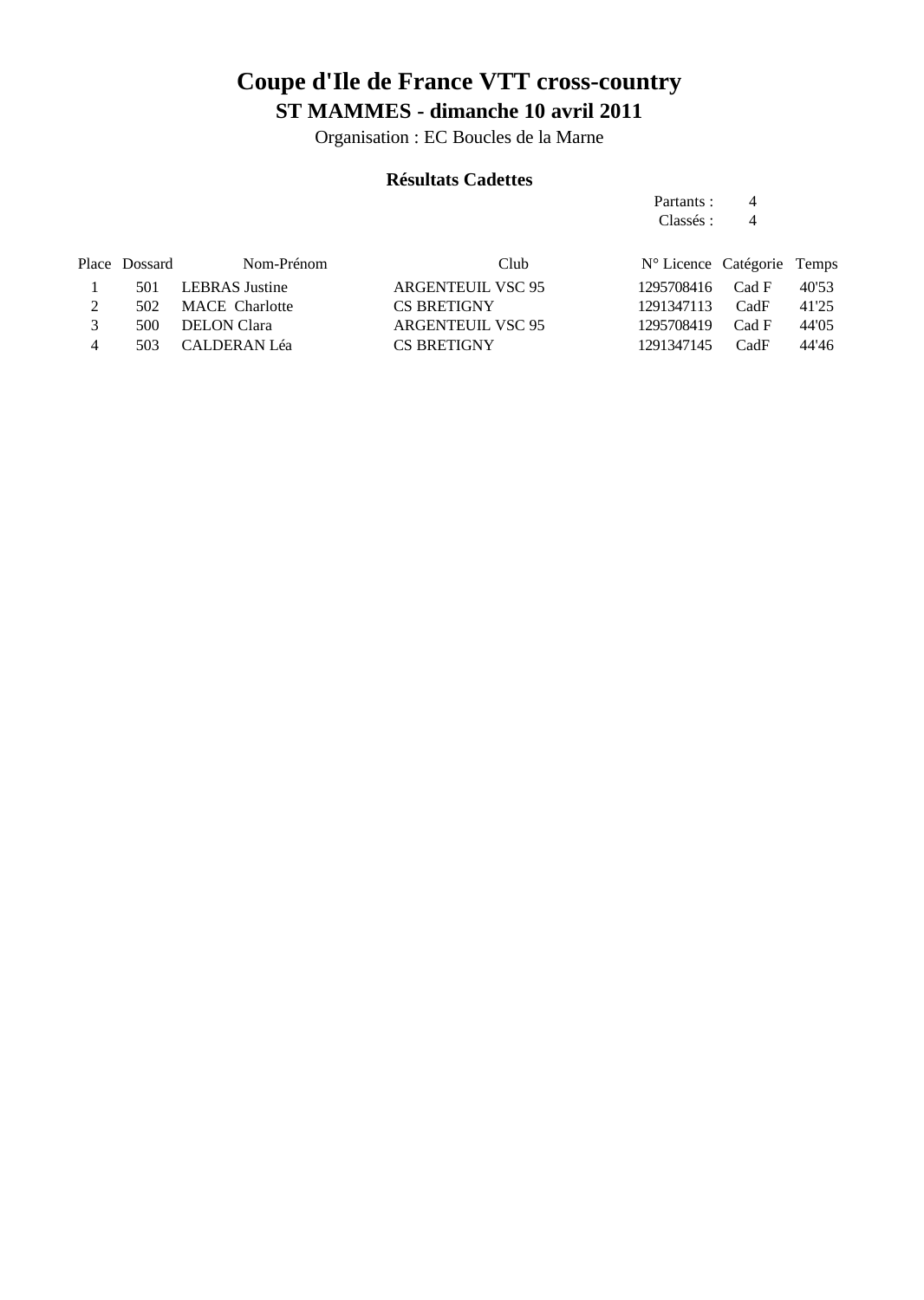# Coupe d'Ile de France VTT cross-country

## ST MAMMES - dimanche 10 avril 2011

Organisation : EC Boucles de la Marne

### Résultats Cadettes

Partants : 4
Classés : 4

| Place | Dossard | Nom-Prénom | Club | N° Licence | Catégorie | Temps |
|---|---|---|---|---|---|---|
| 1 | 501 | LEBRAS Justine | ARGENTEUIL VSC 95 | 1295708416 | Cad F | 40'53 |
| 2 | 502 | MACE Charlotte | CS BRETIGNY | 1291347113 | CadF | 41'25 |
| 3 | 500 | DELON Clara | ARGENTEUIL VSC 95 | 1295708419 | Cad F | 44'05 |
| 4 | 503 | CALDERAN Léa | CS BRETIGNY | 1291347145 | CadF | 44'46 |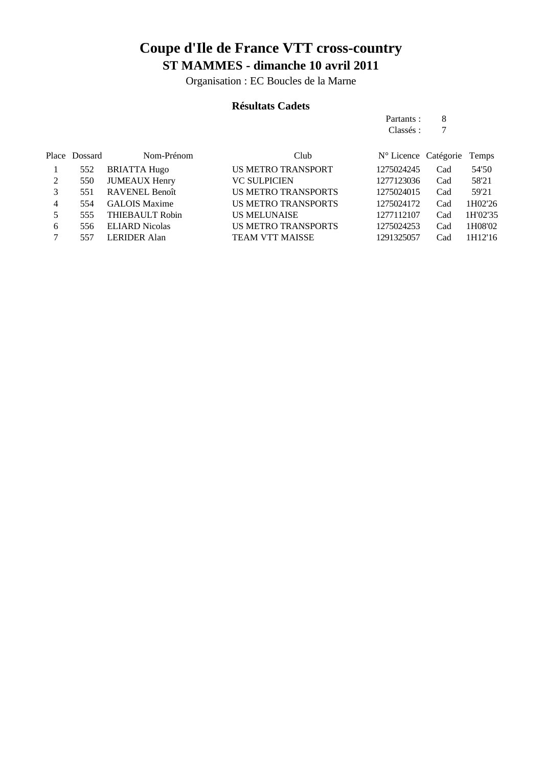# Coupe d'Ile de France VTT cross-country

## ST MAMMES - dimanche 10 avril 2011

Organisation : EC Boucles de la Marne

### Résultats Cadets

Partants : 8
Classés : 7

| Place | Dossard | Nom-Prénom | Club | N° Licence | Catégorie | Temps |
|---|---|---|---|---|---|---|
| 1 | 552 | BRIATTA Hugo | US METRO TRANSPORT | 1275024245 | Cad | 54'50 |
| 2 | 550 | JUMEAUX Henry | VC SULPICIEN | 1277123036 | Cad | 58'21 |
| 3 | 551 | RAVENEL Benoît | US METRO TRANSPORTS | 1275024015 | Cad | 59'21 |
| 4 | 554 | GALOIS Maxime | US METRO TRANSPORTS | 1275024172 | Cad | 1H02'26 |
| 5 | 555 | THIEBAULT Robin | US MELUNAISE | 1277112107 | Cad | 1H'02'35 |
| 6 | 556 | ELIARD Nicolas | US METRO TRANSPORTS | 1275024253 | Cad | 1H08'02 |
| 7 | 557 | LERIDER Alan | TEAM VTT MAISSE | 1291325057 | Cad | 1H12'16 |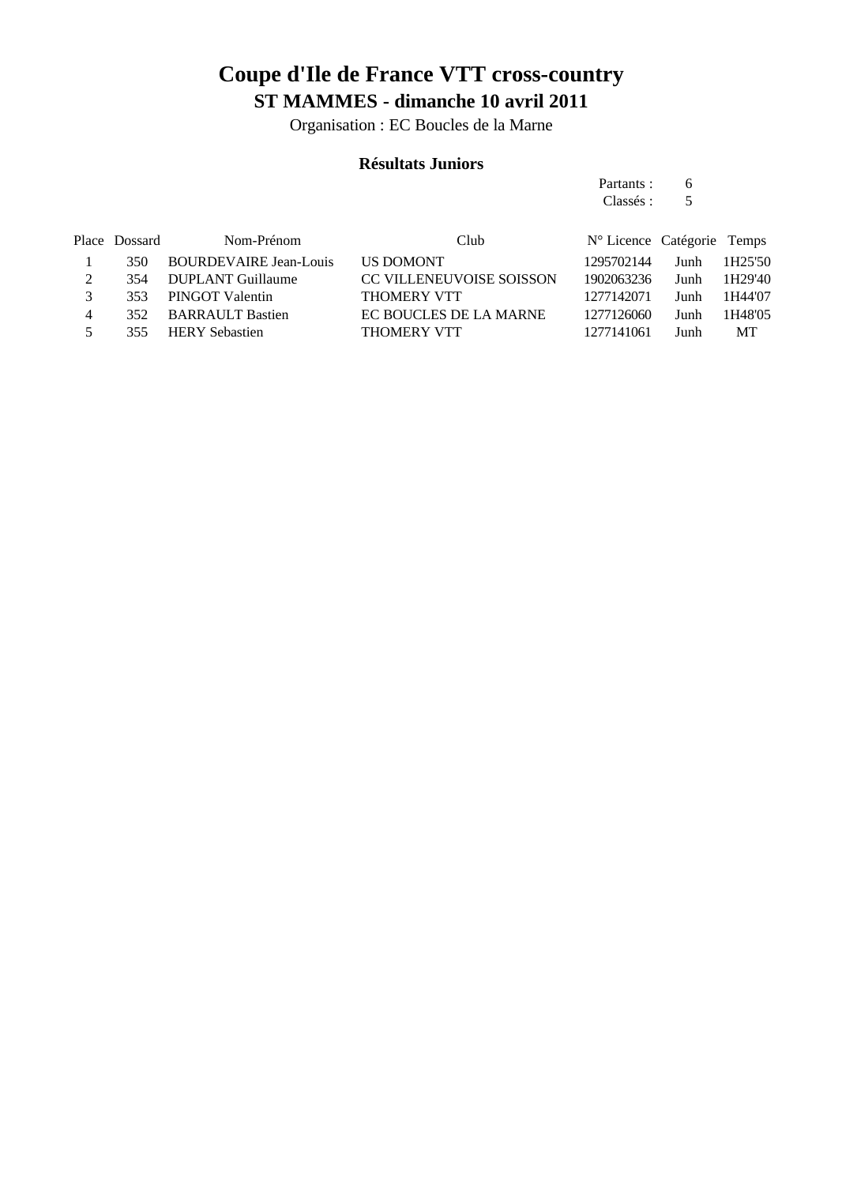# Coupe d'Ile de France VTT cross-country

## ST MAMMES - dimanche 10 avril 2011

Organisation : EC Boucles de la Marne

### Résultats Juniors

Partants : 6
Classés : 5

| Place | Dossard | Nom-Prénom | Club | N° Licence | Catégorie | Temps |
|---|---|---|---|---|---|---|
| 1 | 350 | BOURDEVAIRE Jean-Louis | US DOMONT | 1295702144 | Junh | 1H25'50 |
| 2 | 354 | DUPLANT Guillaume | CC VILLENEUVOISE SOISSON | 1902063236 | Junh | 1H29'40 |
| 3 | 353 | PINGOT Valentin | THOMERY VTT | 1277142071 | Junh | 1H44'07 |
| 4 | 352 | BARRAULT Bastien | EC BOUCLES DE LA MARNE | 1277126060 | Junh | 1H48'05 |
| 5 | 355 | HERY Sebastien | THOMERY VTT | 1277141061 | Junh | MT |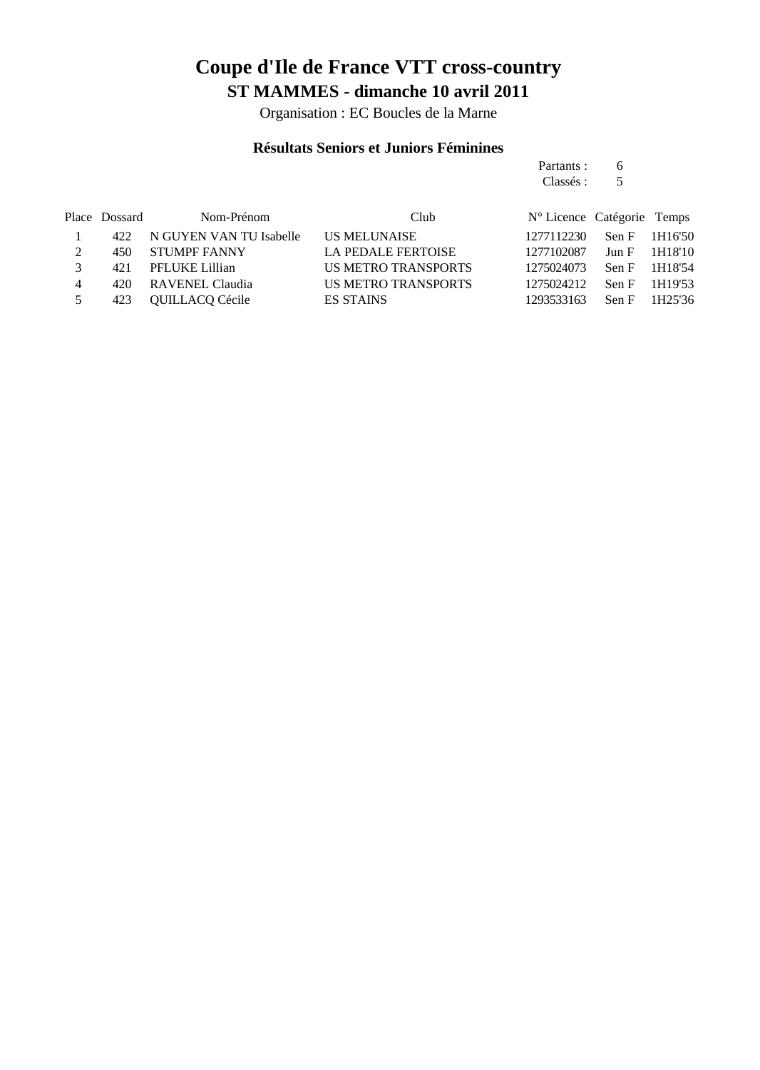# Coupe d'Ile de France VTT cross-country

## ST MAMMES - dimanche 10 avril 2011

Organisation : EC Boucles de la Marne

### Résultats Seniors et Juniors Féminines

Partants : 6
Classés : 5

| Place | Dossard | Nom-Prénom | Club | N° Licence | Catégorie | Temps |
|---|---|---|---|---|---|---|
| 1 | 422 | N GUYEN VAN TU Isabelle | US MELUNAISE | 1277112230 | Sen F | 1H16'50 |
| 2 | 450 | STUMPF FANNY | LA PEDALE FERTOISE | 1277102087 | Jun F | 1H18'10 |
| 3 | 421 | PFLUKE Lillian | US METRO TRANSPORTS | 1275024073 | Sen F | 1H18'54 |
| 4 | 420 | RAVENEL Claudia | US METRO TRANSPORTS | 1275024212 | Sen F | 1H19'53 |
| 5 | 423 | QUILLACQ Cécile | ES STAINS | 1293533163 | Sen F | 1H25'36 |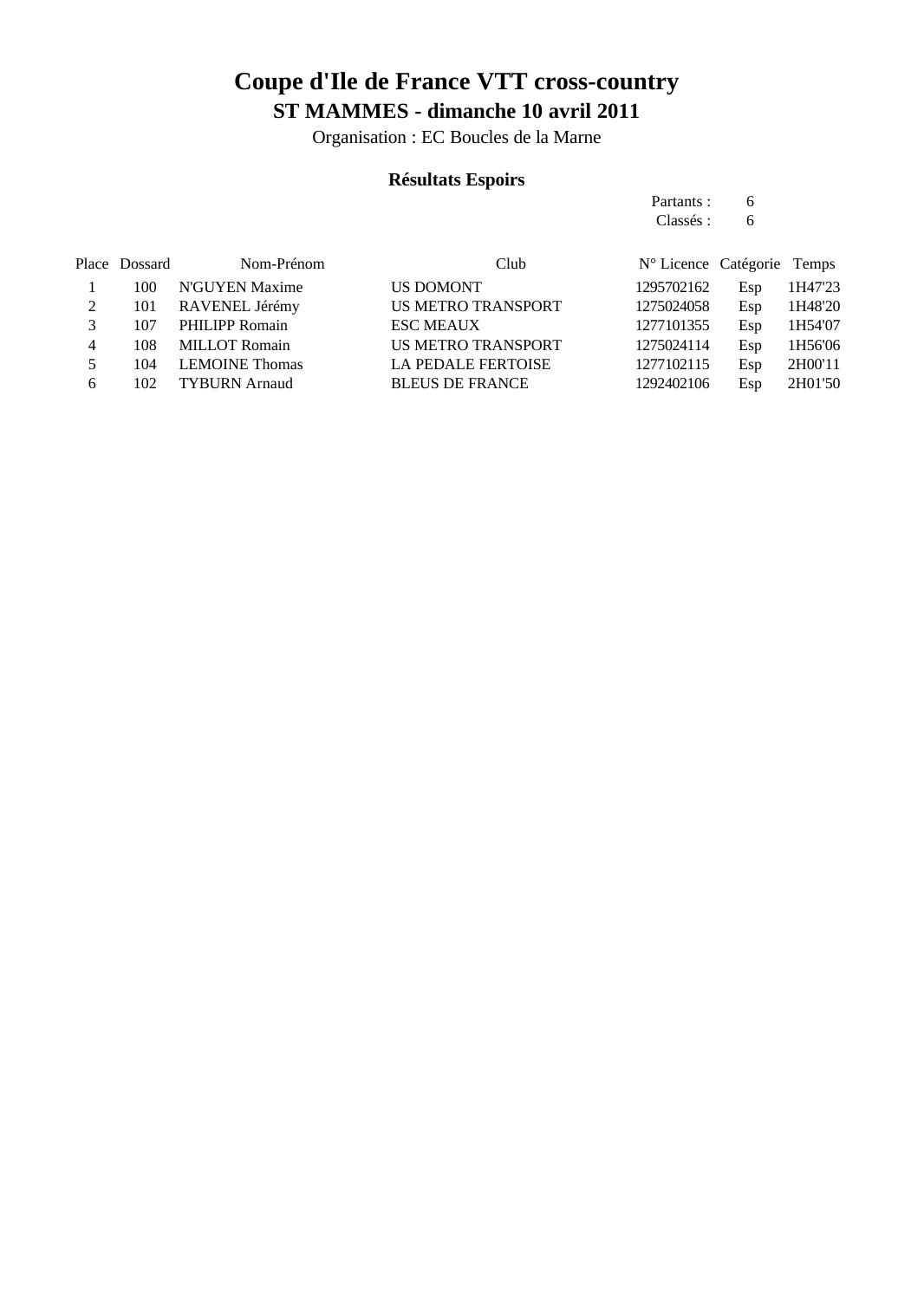# Coupe d'Ile de France VTT cross-country

## ST MAMMES - dimanche 10 avril 2011

Organisation : EC Boucles de la Marne

### Résultats Espoirs

Partants : 6
Classés : 6

| Place | Dossard | Nom-Prénom | Club | N° Licence | Catégorie | Temps |
|---|---|---|---|---|---|---|
| 1 | 100 | N'GUYEN Maxime | US DOMONT | 1295702162 | Esp | 1H47'23 |
| 2 | 101 | RAVENEL Jérémy | US METRO TRANSPORT | 1275024058 | Esp | 1H48'20 |
| 3 | 107 | PHILIPP Romain | ESC MEAUX | 1277101355 | Esp | 1H54'07 |
| 4 | 108 | MILLOT Romain | US METRO TRANSPORT | 1275024114 | Esp | 1H56'06 |
| 5 | 104 | LEMOINE Thomas | LA PEDALE FERTOISE | 1277102115 | Esp | 2H00'11 |
| 6 | 102 | TYBURN Arnaud | BLEUS DE FRANCE | 1292402106 | Esp | 2H01'50 |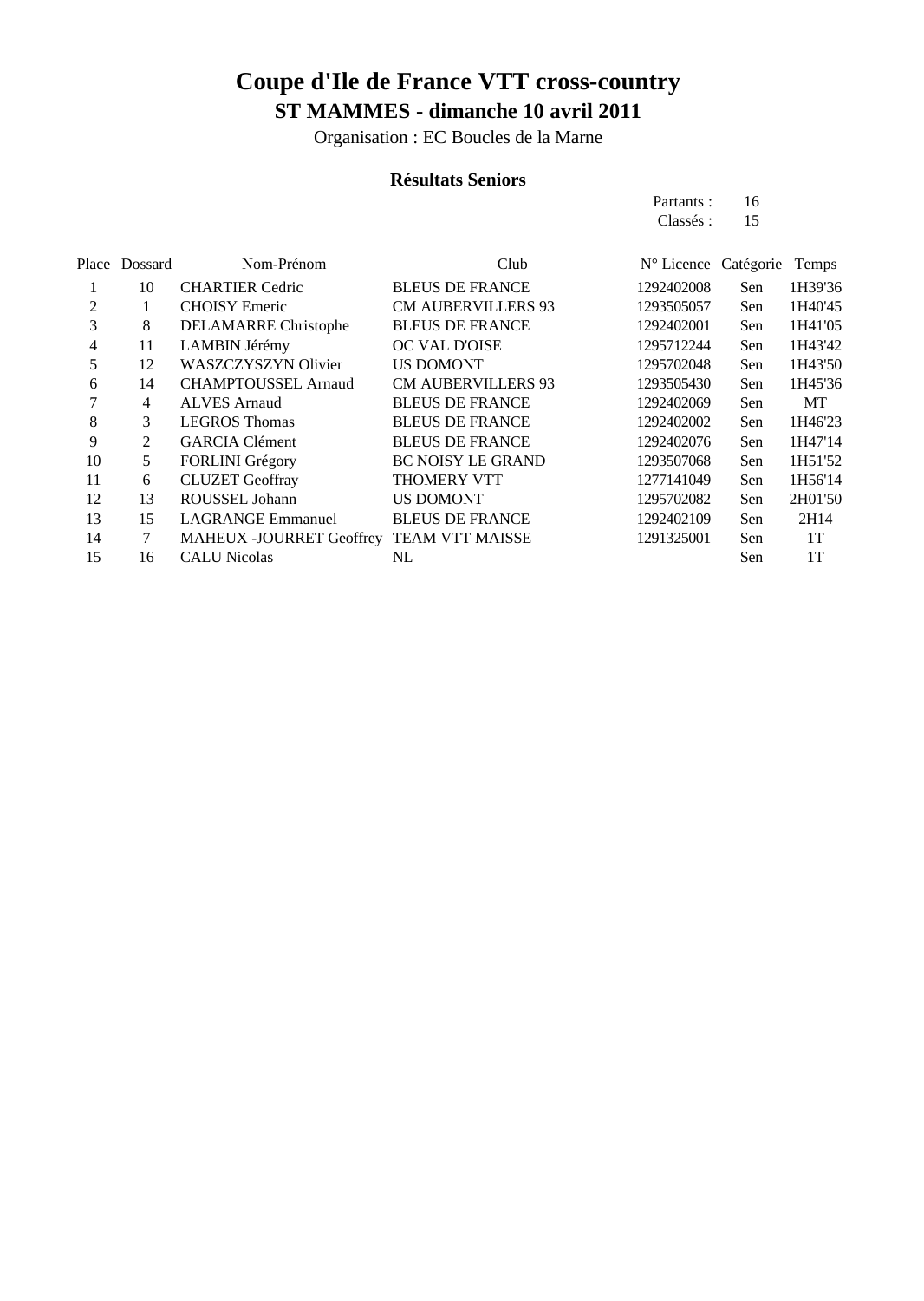# Coupe d'Ile de France VTT cross-country

## ST MAMMES - dimanche 10 avril 2011

Organisation : EC Boucles de la Marne

### Résultats Seniors

Partants : 16
Classés : 15

| Place | Dossard | Nom-Prénom | Club | N° Licence | Catégorie | Temps |
|---|---|---|---|---|---|---|
| 1 | 10 | CHARTIER Cedric | BLEUS DE FRANCE | 1292402008 | Sen | 1H39'36 |
| 2 | 1 | CHOISY Emeric | CM AUBERVILLERS 93 | 1293505057 | Sen | 1H40'45 |
| 3 | 8 | DELAMARRE Christophe | BLEUS DE FRANCE | 1292402001 | Sen | 1H41'05 |
| 4 | 11 | LAMBIN Jérémy | OC VAL D'OISE | 1295712244 | Sen | 1H43'42 |
| 5 | 12 | WASZCZYSZYN Olivier | US DOMONT | 1295702048 | Sen | 1H43'50 |
| 6 | 14 | CHAMPTOUSSEL Arnaud | CM AUBERVILLERS 93 | 1293505430 | Sen | 1H45'36 |
| 7 | 4 | ALVES Arnaud | BLEUS DE FRANCE | 1292402069 | Sen | MT |
| 8 | 3 | LEGROS Thomas | BLEUS DE FRANCE | 1292402002 | Sen | 1H46'23 |
| 9 | 2 | GARCIA Clément | BLEUS DE FRANCE | 1292402076 | Sen | 1H47'14 |
| 10 | 5 | FORLINI Grégory | BC NOISY LE GRAND | 1293507068 | Sen | 1H51'52 |
| 11 | 6 | CLUZET Geoffray | THOMERY VTT | 1277141049 | Sen | 1H56'14 |
| 12 | 13 | ROUSSEL Johann | US DOMONT | 1295702082 | Sen | 2H01'50 |
| 13 | 15 | LAGRANGE Emmanuel | BLEUS DE FRANCE | 1292402109 | Sen | 2H14 |
| 14 | 7 | MAHEUX -JOURRET Geoffrey | TEAM VTT MAISSE | 1291325001 | Sen | 1T |
| 15 | 16 | CALU Nicolas | NL | | Sen | 1T |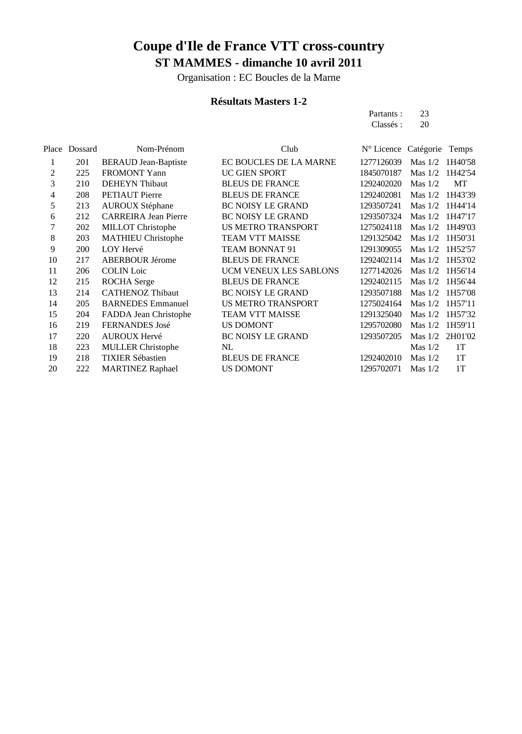# Coupe d'Ile de France VTT cross-country

## ST MAMMES - dimanche 10 avril 2011

Organisation : EC Boucles de la Marne

### Résultats Masters 1-2

Partants : 23
Classés : 20

| Place | Dossard | Nom-Prénom | Club | N° Licence | Catégorie | Temps |
|---|---|---|---|---|---|---|
| 1 | 201 | BERAUD Jean-Baptiste | EC BOUCLES DE LA MARNE | 1277126039 | Mas 1/2 | 1H40'58 |
| 2 | 225 | FROMONT Yann | UC GIEN SPORT | 1845070187 | Mas 1/2 | 1H42'54 |
| 3 | 210 | DEHEYN Thibaut | BLEUS DE FRANCE | 1292402020 | Mas 1/2 | MT |
| 4 | 208 | PETIAUT Pierre | BLEUS DE FRANCE | 1292402081 | Mas 1/2 | 1H43'39 |
| 5 | 213 | AUROUX Stéphane | BC NOISY LE GRAND | 1293507241 | Mas 1/2 | 1H44'14 |
| 6 | 212 | CARREIRA Jean Pierre | BC NOISY LE GRAND | 1293507324 | Mas 1/2 | 1H47'17 |
| 7 | 202 | MILLOT Christophe | US METRO TRANSPORT | 1275024118 | Mas 1/2 | 1H49'03 |
| 8 | 203 | MATHIEU Christophe | TEAM VTT MAISSE | 1291325042 | Mas 1/2 | 1H50'31 |
| 9 | 200 | LOY Hervé | TEAM BONNAT 91 | 1291309055 | Mas 1/2 | 1H52'57 |
| 10 | 217 | ABERBOUR Jérome | BLEUS DE FRANCE | 1292402114 | Mas 1/2 | 1H53'02 |
| 11 | 206 | COLIN Loic | UCM VENEUX LES SABLONS | 1277142026 | Mas 1/2 | 1H56'14 |
| 12 | 215 | ROCHA Serge | BLEUS DE FRANCE | 1292402115 | Mas 1/2 | 1H56'44 |
| 13 | 214 | CATHENOZ Thibaut | BC NOISY LE GRAND | 1293507188 | Mas 1/2 | 1H57'08 |
| 14 | 205 | BARNEDES Emmanuel | US METRO TRANSPORT | 1275024164 | Mas 1/2 | 1H57'11 |
| 15 | 204 | FADDA Jean Christophe | TEAM VTT MAISSE | 1291325040 | Mas 1/2 | 1H57'32 |
| 16 | 219 | FERNANDES José | US DOMONT | 1295702080 | Mas 1/2 | 1H59'11 |
| 17 | 220 | AUROUX Hervé | BC NOISY LE GRAND | 1293507205 | Mas 1/2 | 2H01'02 |
| 18 | 223 | MULLER Christophe | NL | | Mas 1/2 | 1T |
| 19 | 218 | TIXIER Sébastien | BLEUS DE FRANCE | 1292402010 | Mas 1/2 | 1T |
| 20 | 222 | MARTINEZ Raphael | US DOMONT | 1295702071 | Mas 1/2 | 1T |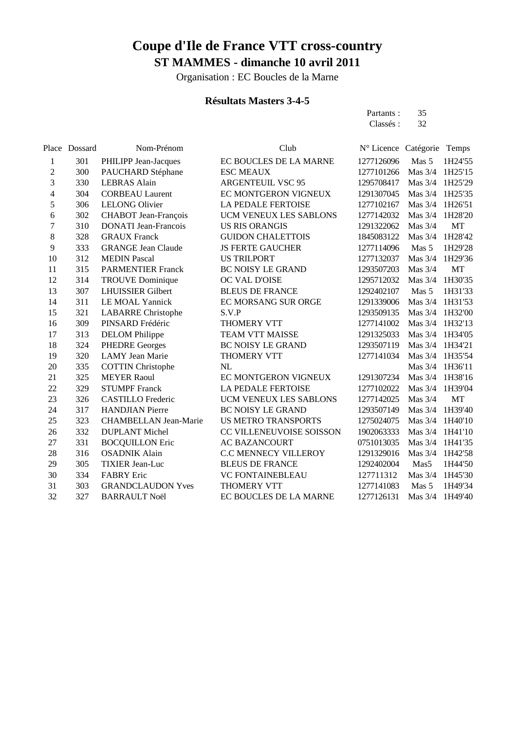# Coupe d'Ile de France VTT cross-country

## ST MAMMES - dimanche 10 avril 2011

Organisation : EC Boucles de la Marne

### Résultats Masters 3-4-5

Partants : 35
Classés : 32

| Place | Dossard | Nom-Prénom | Club | N° Licence | Catégorie | Temps |
|---|---|---|---|---|---|---|
| 1 | 301 | PHILIPP Jean-Jacques | EC BOUCLES DE LA MARNE | 1277126096 | Mas 5 | 1H24'55 |
| 2 | 300 | PAUCHARD Stéphane | ESC MEAUX | 1277101266 | Mas 3/4 | 1H25'15 |
| 3 | 330 | LEBRAS Alain | ARGENTEUIL VSC 95 | 1295708417 | Mas 3/4 | 1H25'29 |
| 4 | 304 | CORBEAU Laurent | EC MONTGERON VIGNEUX | 1291307045 | Mas 3/4 | 1H25'35 |
| 5 | 306 | LELONG Olivier | LA PEDALE FERTOISE | 1277102167 | Mas 3/4 | 1H26'51 |
| 6 | 302 | CHABOT Jean-François | UCM VENEUX LES SABLONS | 1277142032 | Mas 3/4 | 1H28'20 |
| 7 | 310 | DONATI Jean-Francois | US RIS ORANGIS | 1291322062 | Mas 3/4 | MT |
| 8 | 328 | GRAUX Franck | GUIDON CHALETTOIS | 1845083122 | Mas 3/4 | 1H28'42 |
| 9 | 333 | GRANGE Jean Claude | JS FERTE GAUCHER | 1277114096 | Mas 5 | 1H29'28 |
| 10 | 312 | MEDIN Pascal | US TRILPORT | 1277132037 | Mas 3/4 | 1H29'36 |
| 11 | 315 | PARMENTIER Franck | BC NOISY LE GRAND | 1293507203 | Mas 3/4 | MT |
| 12 | 314 | TROUVE Dominique | OC VAL D'OISE | 1295712032 | Mas 3/4 | 1H30'35 |
| 13 | 307 | LHUISSIER Gilbert | BLEUS DE FRANCE | 1292402107 | Mas 5 | 1H31'33 |
| 14 | 311 | LE MOAL Yannick | EC MORSANG SUR ORGE | 1291339006 | Mas 3/4 | 1H31'53 |
| 15 | 321 | LABARRE Christophe | S.V.P | 1293509135 | Mas 3/4 | 1H32'00 |
| 16 | 309 | PINSARD Frédéric | THOMERY VTT | 1277141002 | Mas 3/4 | 1H32'13 |
| 17 | 313 | DELOM Philippe | TEAM VTT MAISSE | 1291325033 | Mas 3/4 | 1H34'05 |
| 18 | 324 | PHEDRE Georges | BC NOISY LE GRAND | 1293507119 | Mas 3/4 | 1H34'21 |
| 19 | 320 | LAMY Jean Marie | THOMERY VTT | 1277141034 | Mas 3/4 | 1H35'54 |
| 20 | 335 | COTTIN Christophe | NL | | Mas 3/4 | 1H36'11 |
| 21 | 325 | MEYER Raoul | EC MONTGERON VIGNEUX | 1291307234 | Mas 3/4 | 1H38'16 |
| 22 | 329 | STUMPF Franck | LA PEDALE FERTOISE | 1277102022 | Mas 3/4 | 1H39'04 |
| 23 | 326 | CASTILLO Frederic | UCM VENEUX LES SABLONS | 1277142025 | Mas 3/4 | MT |
| 24 | 317 | HANDJIAN Pierre | BC NOISY LE GRAND | 1293507149 | Mas 3/4 | 1H39'40 |
| 25 | 323 | CHAMBELLAN Jean-Marie | US METRO TRANSPORTS | 1275024075 | Mas 3/4 | 1H40'10 |
| 26 | 332 | DUPLANT Michel | CC VILLENEUVOISE SOISSON | 1902063333 | Mas 3/4 | 1H41'10 |
| 27 | 331 | BOCQUILLON Eric | AC BAZANCOURT | 0751013035 | Mas 3/4 | 1H41'35 |
| 28 | 316 | OSADNIK Alain | C.C MENNECY VILLEROY | 1291329016 | Mas 3/4 | 1H42'58 |
| 29 | 305 | TIXIER Jean-Luc | BLEUS DE FRANCE | 1292402004 | Mas5 | 1H44'50 |
| 30 | 334 | FABRY Eric | VC FONTAINEBLEAU | 127711312 | Mas 3/4 | 1H45'30 |
| 31 | 303 | GRANDCLAUDON Yves | THOMERY VTT | 1277141083 | Mas 5 | 1H49'34 |
| 32 | 327 | BARRAULT Noël | EC BOUCLES DE LA MARNE | 1277126131 | Mas 3/4 | 1H49'40 |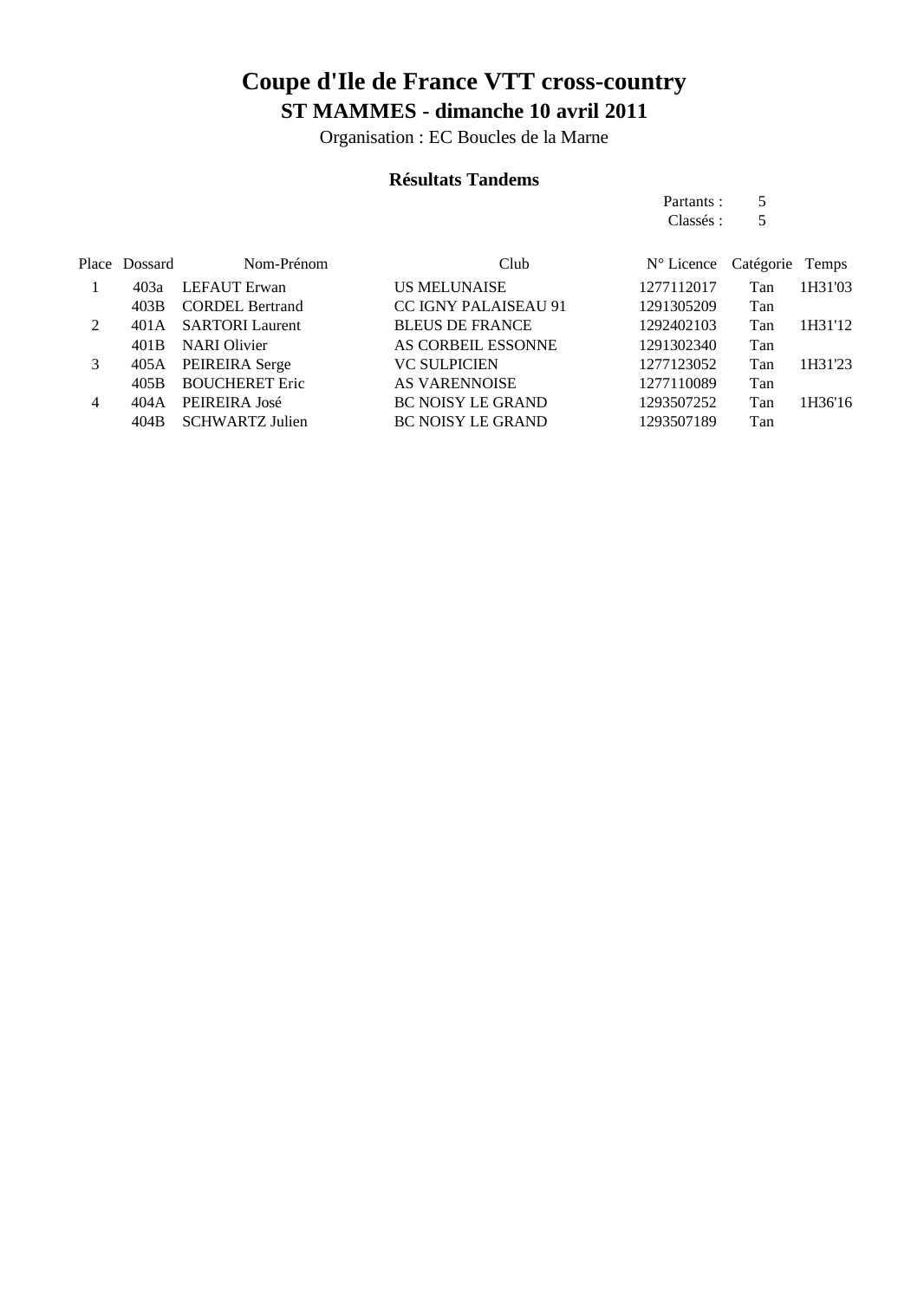# Coupe d'Ile de France VTT cross-country

## ST MAMMES - dimanche 10 avril 2011

Organisation : EC Boucles de la Marne

### Résultats Tandems

Partants : 5
Classés : 5

| Place | Dossard | Nom-Prénom | Club | N° Licence | Catégorie | Temps |
|---|---|---|---|---|---|---|
| 1 | 403a | LEFAUT Erwan | US MELUNAISE | 1277112017 | Tan | 1H31'03 |
| | 403B | CORDEL Bertrand | CC IGNY PALAISEAU 91 | 1291305209 | Tan | |
| 2 | 401A | SARTORI Laurent | BLEUS DE FRANCE | 1292402103 | Tan | 1H31'12 |
| | 401B | NARI Olivier | AS CORBEIL ESSONNE | 1291302340 | Tan | |
| 3 | 405A | PEIREIRA Serge | VC SULPICIEN | 1277123052 | Tan | 1H31'23 |
| | 405B | BOUCHERET Eric | AS VARENNOISE | 1277110089 | Tan | |
| 4 | 404A | PEIREIRA José | BC NOISY LE GRAND | 1293507252 | Tan | 1H36'16 |
| | 404B | SCHWARTZ Julien | BC NOISY LE GRAND | 1293507189 | Tan | |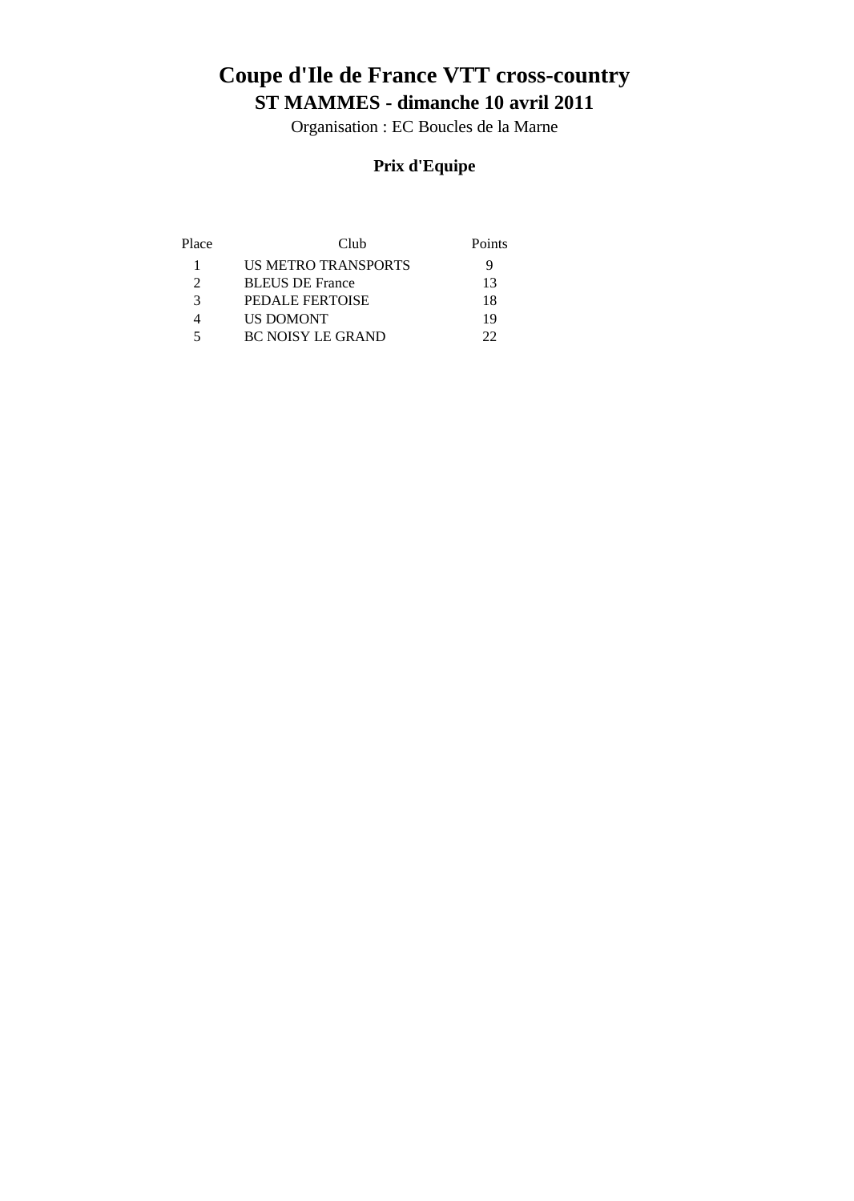# Coupe d'Ile de France VTT cross-country

## ST MAMMES - dimanche 10 avril 2011

Organisation : EC Boucles de la Marne

### Prix d'Equipe

| Place | Club | Points |
|---|---|---|
| 1 | US METRO TRANSPORTS | 9 |
| 2 | BLEUS DE France | 13 |
| 3 | PEDALE FERTOISE | 18 |
| 4 | US DOMONT | 19 |
| 5 | BC NOISY LE GRAND | 22 |